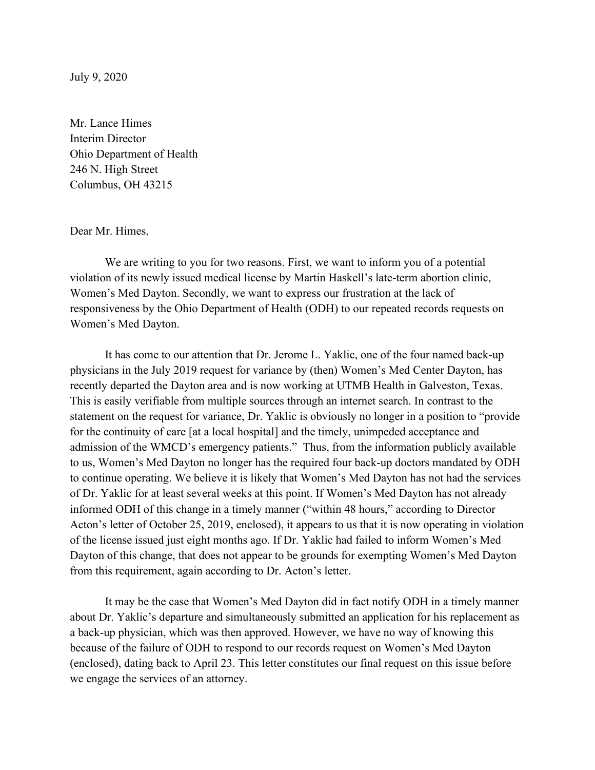July 9, 2020

Mr. Lance Himes
Interim Director
Ohio Department of Health
246 N. High Street
Columbus, OH 43215

Dear Mr. Himes,

We are writing to you for two reasons. First, we want to inform you of a potential violation of its newly issued medical license by Martin Haskell's late-term abortion clinic, Women's Med Dayton. Secondly, we want to express our frustration at the lack of responsiveness by the Ohio Department of Health (ODH) to our repeated records requests on Women's Med Dayton.

It has come to our attention that Dr. Jerome L. Yaklic, one of the four named back-up physicians in the July 2019 request for variance by (then) Women's Med Center Dayton, has recently departed the Dayton area and is now working at UTMB Health in Galveston, Texas. This is easily verifiable from multiple sources through an internet search. In contrast to the statement on the request for variance, Dr. Yaklic is obviously no longer in a position to "provide for the continuity of care [at a local hospital] and the timely, unimpeded acceptance and admission of the WMCD's emergency patients." Thus, from the information publicly available to us, Women's Med Dayton no longer has the required four back-up doctors mandated by ODH to continue operating. We believe it is likely that Women's Med Dayton has not had the services of Dr. Yaklic for at least several weeks at this point. If Women's Med Dayton has not already informed ODH of this change in a timely manner ("within 48 hours," according to Director Acton's letter of October 25, 2019, enclosed), it appears to us that it is now operating in violation of the license issued just eight months ago. If Dr. Yaklic had failed to inform Women's Med Dayton of this change, that does not appear to be grounds for exempting Women's Med Dayton from this requirement, again according to Dr. Acton's letter.

It may be the case that Women's Med Dayton did in fact notify ODH in a timely manner about Dr. Yaklic's departure and simultaneously submitted an application for his replacement as a back-up physician, which was then approved. However, we have no way of knowing this because of the failure of ODH to respond to our records request on Women's Med Dayton (enclosed), dating back to April 23. This letter constitutes our final request on this issue before we engage the services of an attorney.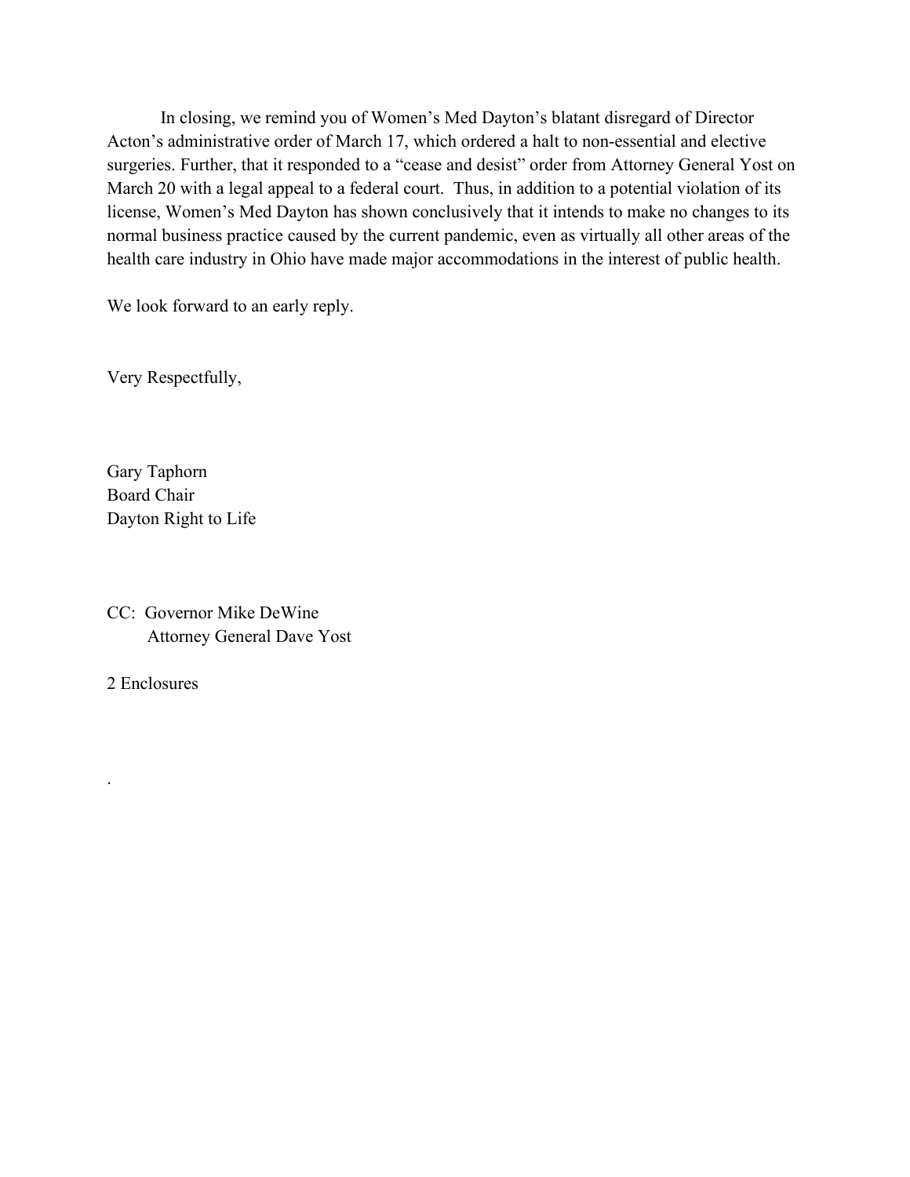In closing, we remind you of Women's Med Dayton's blatant disregard of Director Acton's administrative order of March 17, which ordered a halt to non-essential and elective surgeries. Further, that it responded to a "cease and desist" order from Attorney General Yost on March 20 with a legal appeal to a federal court. Thus, in addition to a potential violation of its license, Women's Med Dayton has shown conclusively that it intends to make no changes to its normal business practice caused by the current pandemic, even as virtually all other areas of the health care industry in Ohio have made major accommodations in the interest of public health.

We look forward to an early reply.

Very Respectfully,

Gary Taphorn
Board Chair
Dayton Right to Life

CC: Governor Mike DeWine
Attorney General Dave Yost

2 Enclosures

.